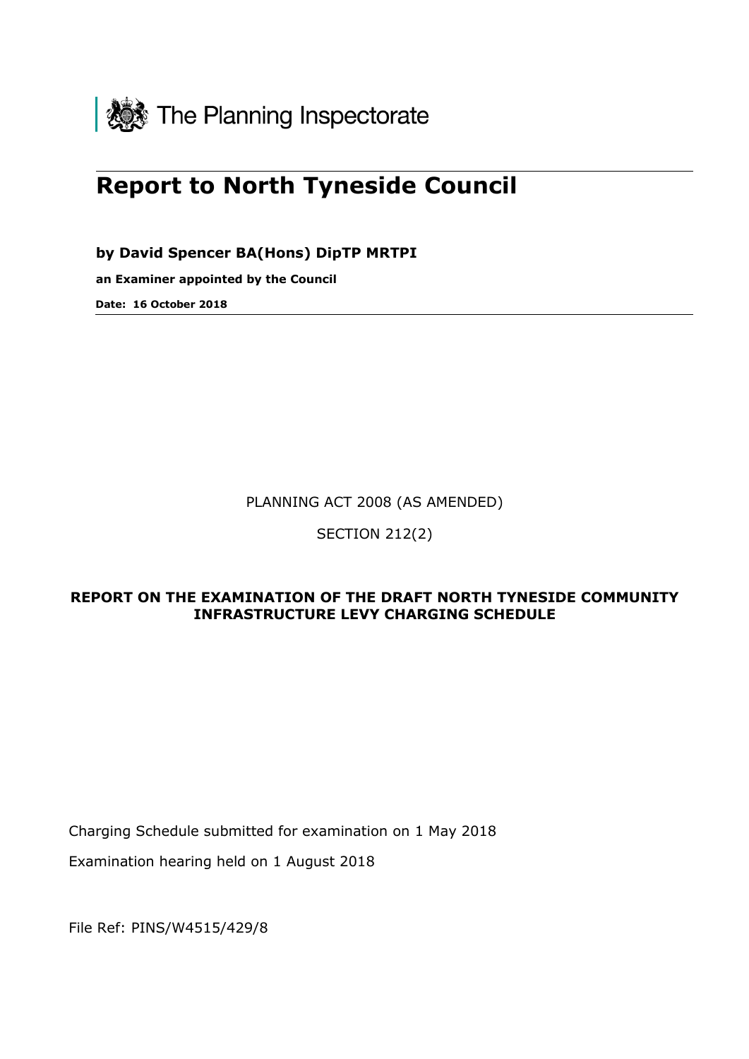The Planning Inspectorate

# Report to North Tyneside Council

**by David Spencer BA(Hons) DipTP MRTPI**

**an Examiner appointed by the Council**

**Date: 16 October 2018**

PLANNING ACT 2008 (AS AMENDED)

SECTION 212(2)

**REPORT ON THE EXAMINATION OF THE DRAFT NORTH TYNESIDE COMMUNITY INFRASTRUCTURE LEVY CHARGING SCHEDULE**

Charging Schedule submitted for examination on 1 May 2018

Examination hearing held on 1 August 2018

File Ref: PINS/W4515/429/8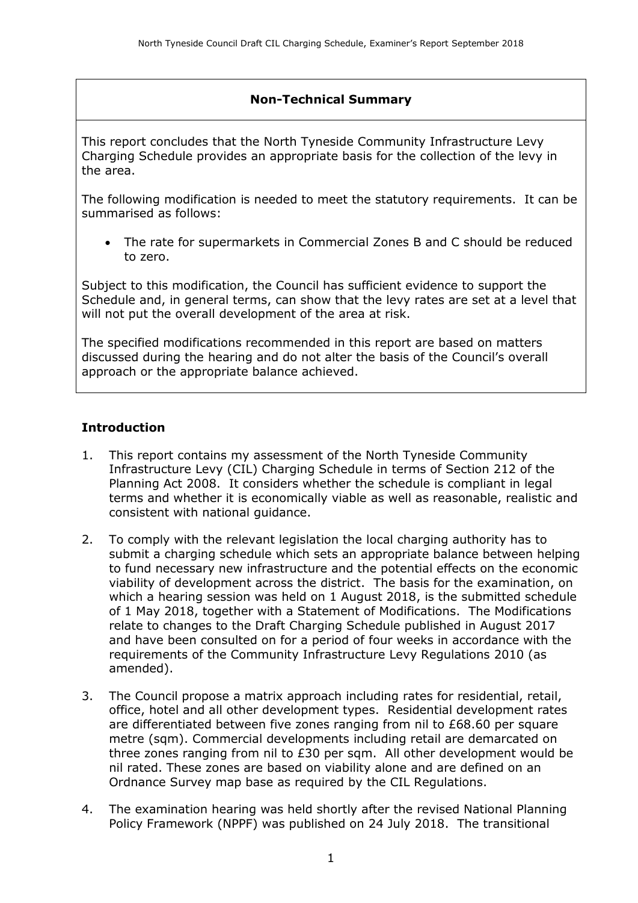## Non-Technical Summary

This report concludes that the North Tyneside Community Infrastructure Levy Charging Schedule provides an appropriate basis for the collection of the levy in the area.

The following modification is needed to meet the statutory requirements. It can be summarised as follows:

- The rate for supermarkets in Commercial Zones B and C should be reduced to zero.

Subject to this modification, the Council has sufficient evidence to support the Schedule and, in general terms, can show that the levy rates are set at a level that will not put the overall development of the area at risk.

The specified modifications recommended in this report are based on matters discussed during the hearing and do not alter the basis of the Council's overall approach or the appropriate balance achieved.

## Introduction

1. This report contains my assessment of the North Tyneside Community Infrastructure Levy (CIL) Charging Schedule in terms of Section 212 of the Planning Act 2008. It considers whether the schedule is compliant in legal terms and whether it is economically viable as well as reasonable, realistic and consistent with national guidance.

2. To comply with the relevant legislation the local charging authority has to submit a charging schedule which sets an appropriate balance between helping to fund necessary new infrastructure and the potential effects on the economic viability of development across the district. The basis for the examination, on which a hearing session was held on 1 August 2018, is the submitted schedule of 1 May 2018, together with a Statement of Modifications. The Modifications relate to changes to the Draft Charging Schedule published in August 2017 and have been consulted on for a period of four weeks in accordance with the requirements of the Community Infrastructure Levy Regulations 2010 (as amended).

3. The Council propose a matrix approach including rates for residential, retail, office, hotel and all other development types. Residential development rates are differentiated between five zones ranging from nil to £68.60 per square metre (sqm). Commercial developments including retail are demarcated on three zones ranging from nil to £30 per sqm. All other development would be nil rated. These zones are based on viability alone and are defined on an Ordnance Survey map base as required by the CIL Regulations.

4. The examination hearing was held shortly after the revised National Planning Policy Framework (NPPF) was published on 24 July 2018. The transitional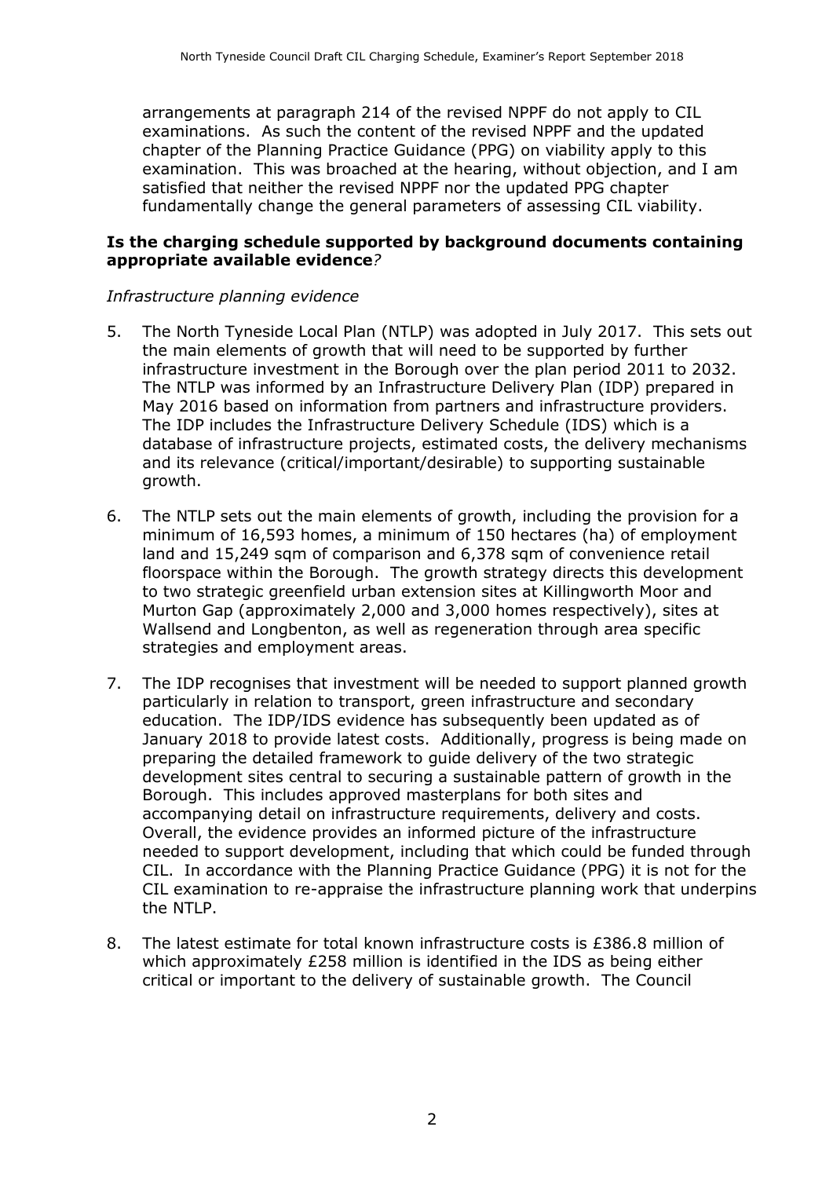arrangements at paragraph 214 of the revised NPPF do not apply to CIL examinations. As such the content of the revised NPPF and the updated chapter of the Planning Practice Guidance (PPG) on viability apply to this examination. This was broached at the hearing, without objection, and I am satisfied that neither the revised NPPF nor the updated PPG chapter fundamentally change the general parameters of assessing CIL viability.

**Is the charging schedule supported by background documents containing appropriate available evidence***?*

*Infrastructure planning evidence*

5. The North Tyneside Local Plan (NTLP) was adopted in July 2017. This sets out the main elements of growth that will need to be supported by further infrastructure investment in the Borough over the plan period 2011 to 2032. The NTLP was informed by an Infrastructure Delivery Plan (IDP) prepared in May 2016 based on information from partners and infrastructure providers. The IDP includes the Infrastructure Delivery Schedule (IDS) which is a database of infrastructure projects, estimated costs, the delivery mechanisms and its relevance (critical/important/desirable) to supporting sustainable growth.

6. The NTLP sets out the main elements of growth, including the provision for a minimum of 16,593 homes, a minimum of 150 hectares (ha) of employment land and 15,249 sqm of comparison and 6,378 sqm of convenience retail floorspace within the Borough. The growth strategy directs this development to two strategic greenfield urban extension sites at Killingworth Moor and Murton Gap (approximately 2,000 and 3,000 homes respectively), sites at Wallsend and Longbenton, as well as regeneration through area specific strategies and employment areas.

7. The IDP recognises that investment will be needed to support planned growth particularly in relation to transport, green infrastructure and secondary education. The IDP/IDS evidence has subsequently been updated as of January 2018 to provide latest costs. Additionally, progress is being made on preparing the detailed framework to guide delivery of the two strategic development sites central to securing a sustainable pattern of growth in the Borough. This includes approved masterplans for both sites and accompanying detail on infrastructure requirements, delivery and costs. Overall, the evidence provides an informed picture of the infrastructure needed to support development, including that which could be funded through CIL. In accordance with the Planning Practice Guidance (PPG) it is not for the CIL examination to re-appraise the infrastructure planning work that underpins the NTLP.

8. The latest estimate for total known infrastructure costs is £386.8 million of which approximately £258 million is identified in the IDS as being either critical or important to the delivery of sustainable growth. The Council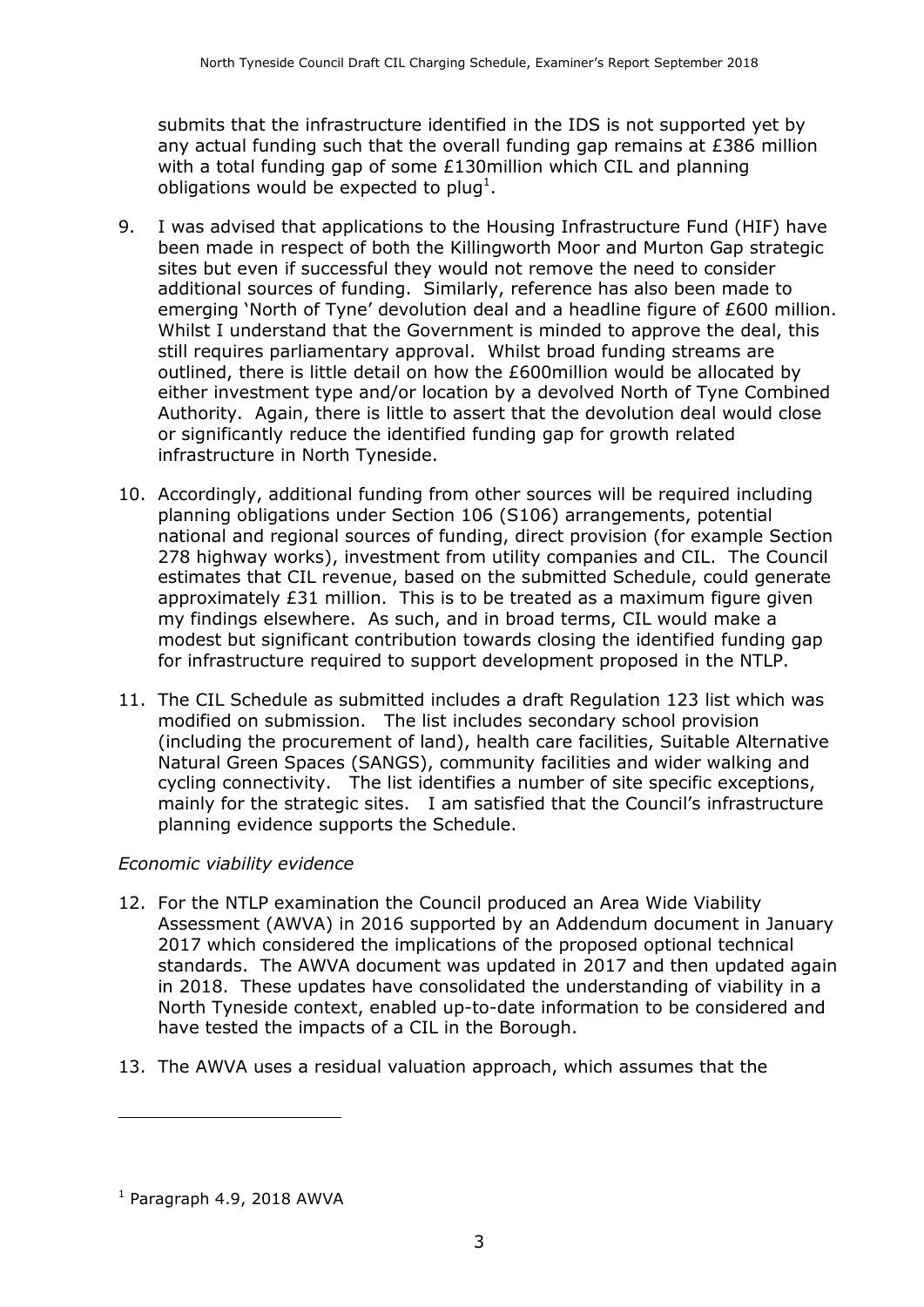submits that the infrastructure identified in the IDS is not supported yet by any actual funding such that the overall funding gap remains at £386 million with a total funding gap of some £130million which CIL and planning obligations would be expected to plug[1].

9. I was advised that applications to the Housing Infrastructure Fund (HIF) have been made in respect of both the Killingworth Moor and Murton Gap strategic sites but even if successful they would not remove the need to consider additional sources of funding. Similarly, reference has also been made to emerging 'North of Tyne' devolution deal and a headline figure of £600 million. Whilst I understand that the Government is minded to approve the deal, this still requires parliamentary approval. Whilst broad funding streams are outlined, there is little detail on how the £600million would be allocated by either investment type and/or location by a devolved North of Tyne Combined Authority. Again, there is little to assert that the devolution deal would close or significantly reduce the identified funding gap for growth related infrastructure in North Tyneside.

10. Accordingly, additional funding from other sources will be required including planning obligations under Section 106 (S106) arrangements, potential national and regional sources of funding, direct provision (for example Section 278 highway works), investment from utility companies and CIL. The Council estimates that CIL revenue, based on the submitted Schedule, could generate approximately £31 million. This is to be treated as a maximum figure given my findings elsewhere. As such, and in broad terms, CIL would make a modest but significant contribution towards closing the identified funding gap for infrastructure required to support development proposed in the NTLP.

11. The CIL Schedule as submitted includes a draft Regulation 123 list which was modified on submission. The list includes secondary school provision (including the procurement of land), health care facilities, Suitable Alternative Natural Green Spaces (SANGS), community facilities and wider walking and cycling connectivity. The list identifies a number of site specific exceptions, mainly for the strategic sites. I am satisfied that the Council's infrastructure planning evidence supports the Schedule.

*Economic viability evidence*

12. For the NTLP examination the Council produced an Area Wide Viability Assessment (AWVA) in 2016 supported by an Addendum document in January 2017 which considered the implications of the proposed optional technical standards. The AWVA document was updated in 2017 and then updated again in 2018. These updates have consolidated the understanding of viability in a North Tyneside context, enabled up-to-date information to be considered and have tested the impacts of a CIL in the Borough.

13. The AWVA uses a residual valuation approach, which assumes that the

---

[1] Paragraph 4.9, 2018 AWVA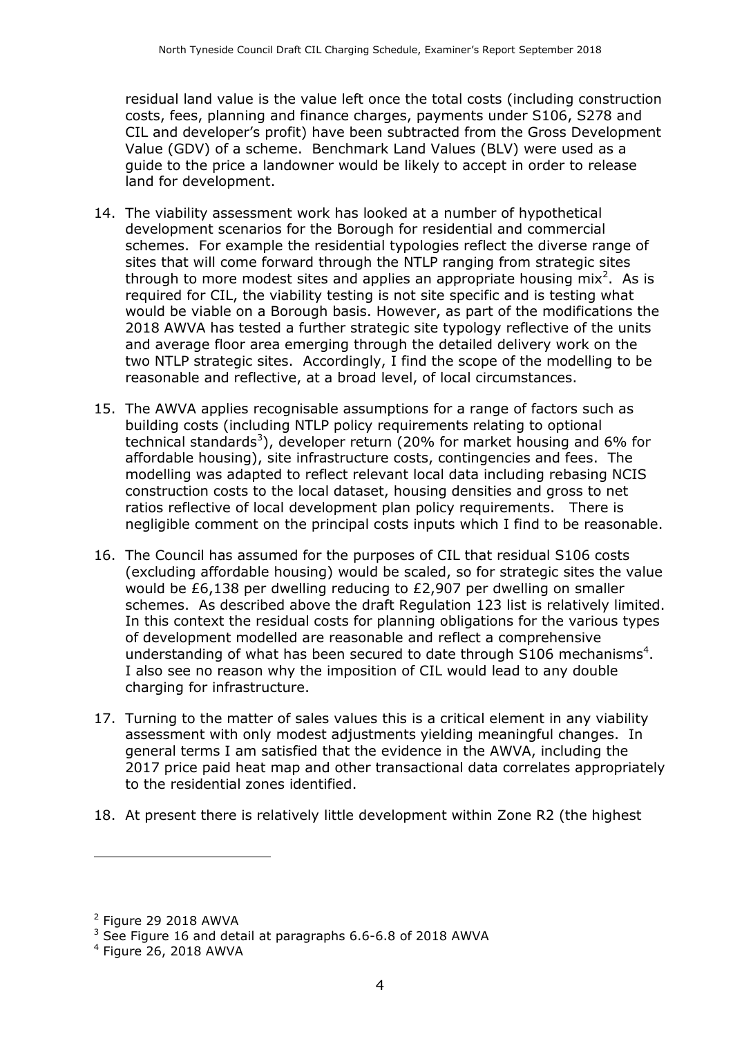residual land value is the value left once the total costs (including construction costs, fees, planning and finance charges, payments under S106, S278 and CIL and developer's profit) have been subtracted from the Gross Development Value (GDV) of a scheme. Benchmark Land Values (BLV) were used as a guide to the price a landowner would be likely to accept in order to release land for development.

14. The viability assessment work has looked at a number of hypothetical development scenarios for the Borough for residential and commercial schemes. For example the residential typologies reflect the diverse range of sites that will come forward through the NTLP ranging from strategic sites through to more modest sites and applies an appropriate housing mix[2]. As is required for CIL, the viability testing is not site specific and is testing what would be viable on a Borough basis. However, as part of the modifications the 2018 AWVA has tested a further strategic site typology reflective of the units and average floor area emerging through the detailed delivery work on the two NTLP strategic sites. Accordingly, I find the scope of the modelling to be reasonable and reflective, at a broad level, of local circumstances.

15. The AWVA applies recognisable assumptions for a range of factors such as building costs (including NTLP policy requirements relating to optional technical standards[3]), developer return (20% for market housing and 6% for affordable housing), site infrastructure costs, contingencies and fees. The modelling was adapted to reflect relevant local data including rebasing NCIS construction costs to the local dataset, housing densities and gross to net ratios reflective of local development plan policy requirements. There is negligible comment on the principal costs inputs which I find to be reasonable.

16. The Council has assumed for the purposes of CIL that residual S106 costs (excluding affordable housing) would be scaled, so for strategic sites the value would be £6,138 per dwelling reducing to £2,907 per dwelling on smaller schemes. As described above the draft Regulation 123 list is relatively limited. In this context the residual costs for planning obligations for the various types of development modelled are reasonable and reflect a comprehensive understanding of what has been secured to date through S106 mechanisms[4]. I also see no reason why the imposition of CIL would lead to any double charging for infrastructure.

17. Turning to the matter of sales values this is a critical element in any viability assessment with only modest adjustments yielding meaningful changes. In general terms I am satisfied that the evidence in the AWVA, including the 2017 price paid heat map and other transactional data correlates appropriately to the residential zones identified.

18. At present there is relatively little development within Zone R2 (the highest

---

[2] Figure 29 2018 AWVA

[3] See Figure 16 and detail at paragraphs 6.6-6.8 of 2018 AWVA

[4] Figure 26, 2018 AWVA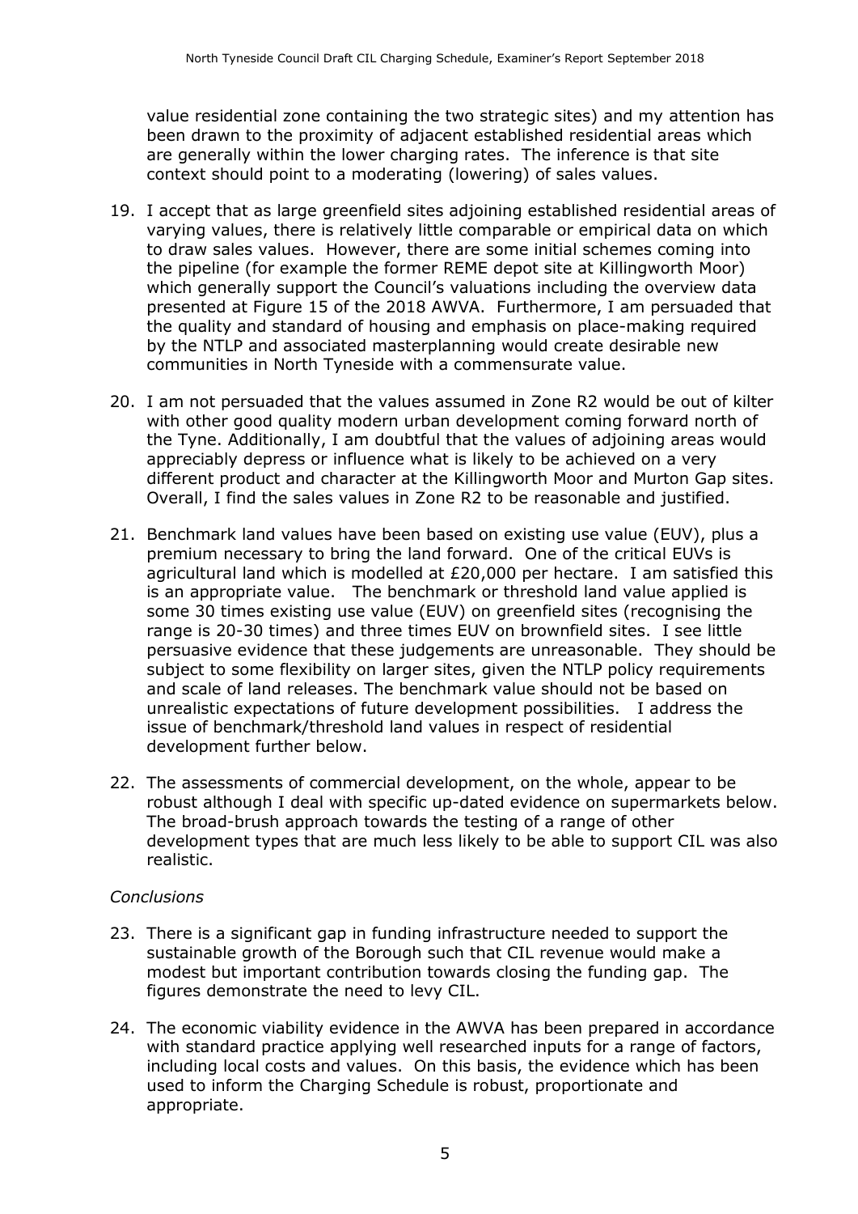value residential zone containing the two strategic sites) and my attention has been drawn to the proximity of adjacent established residential areas which are generally within the lower charging rates. The inference is that site context should point to a moderating (lowering) of sales values.

19. I accept that as large greenfield sites adjoining established residential areas of varying values, there is relatively little comparable or empirical data on which to draw sales values. However, there are some initial schemes coming into the pipeline (for example the former REME depot site at Killingworth Moor) which generally support the Council's valuations including the overview data presented at Figure 15 of the 2018 AWVA. Furthermore, I am persuaded that the quality and standard of housing and emphasis on place-making required by the NTLP and associated masterplanning would create desirable new communities in North Tyneside with a commensurate value.

20. I am not persuaded that the values assumed in Zone R2 would be out of kilter with other good quality modern urban development coming forward north of the Tyne. Additionally, I am doubtful that the values of adjoining areas would appreciably depress or influence what is likely to be achieved on a very different product and character at the Killingworth Moor and Murton Gap sites. Overall, I find the sales values in Zone R2 to be reasonable and justified.

21. Benchmark land values have been based on existing use value (EUV), plus a premium necessary to bring the land forward. One of the critical EUVs is agricultural land which is modelled at £20,000 per hectare. I am satisfied this is an appropriate value. The benchmark or threshold land value applied is some 30 times existing use value (EUV) on greenfield sites (recognising the range is 20-30 times) and three times EUV on brownfield sites. I see little persuasive evidence that these judgements are unreasonable. They should be subject to some flexibility on larger sites, given the NTLP policy requirements and scale of land releases. The benchmark value should not be based on unrealistic expectations of future development possibilities. I address the issue of benchmark/threshold land values in respect of residential development further below.

22. The assessments of commercial development, on the whole, appear to be robust although I deal with specific up-dated evidence on supermarkets below. The broad-brush approach towards the testing of a range of other development types that are much less likely to be able to support CIL was also realistic.

*Conclusions*

23. There is a significant gap in funding infrastructure needed to support the sustainable growth of the Borough such that CIL revenue would make a modest but important contribution towards closing the funding gap. The figures demonstrate the need to levy CIL.

24. The economic viability evidence in the AWVA has been prepared in accordance with standard practice applying well researched inputs for a range of factors, including local costs and values. On this basis, the evidence which has been used to inform the Charging Schedule is robust, proportionate and appropriate.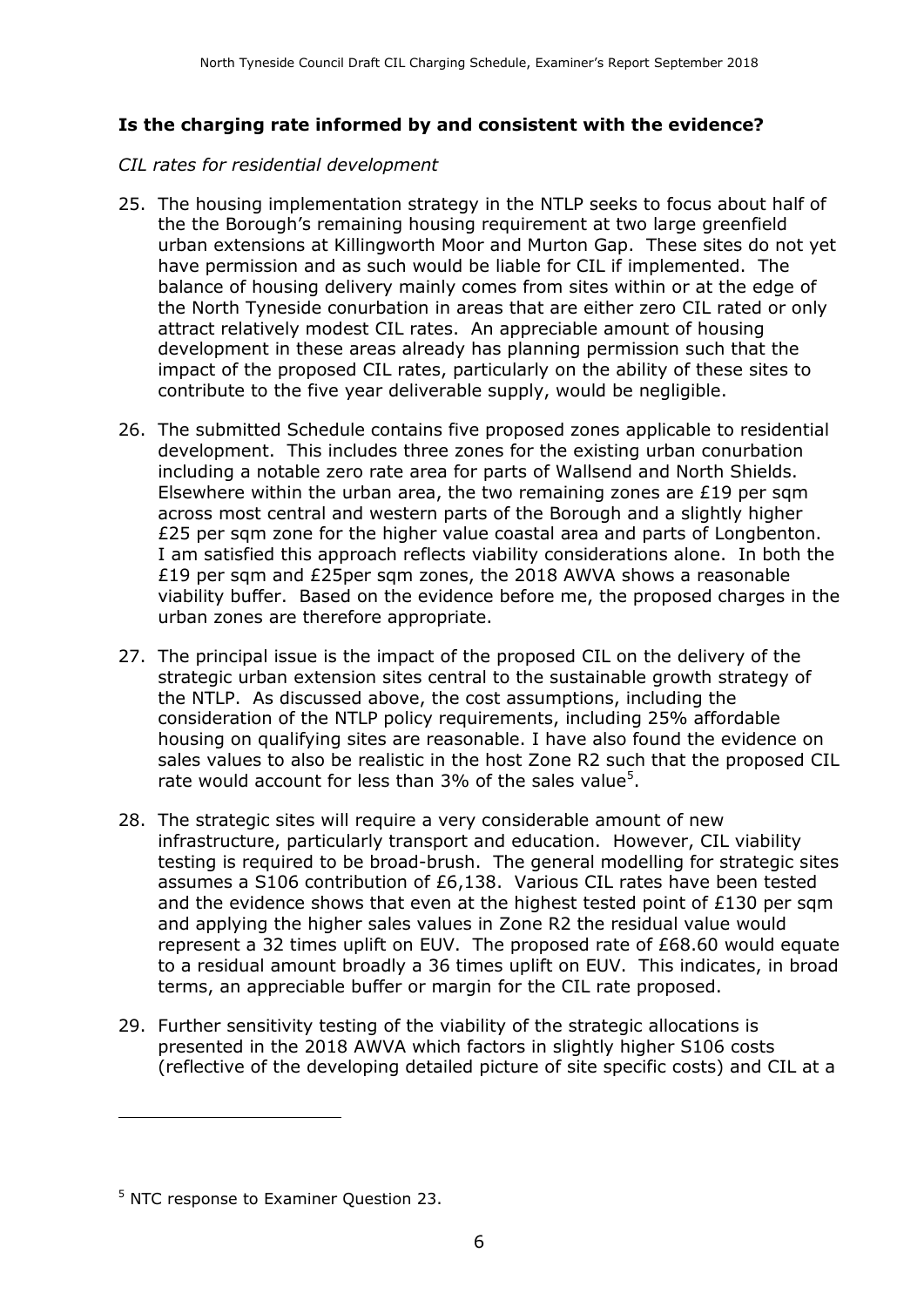**Is the charging rate informed by and consistent with the evidence?**

*CIL rates for residential development*

25. The housing implementation strategy in the NTLP seeks to focus about half of the the Borough's remaining housing requirement at two large greenfield urban extensions at Killingworth Moor and Murton Gap. These sites do not yet have permission and as such would be liable for CIL if implemented. The balance of housing delivery mainly comes from sites within or at the edge of the North Tyneside conurbation in areas that are either zero CIL rated or only attract relatively modest CIL rates. An appreciable amount of housing development in these areas already has planning permission such that the impact of the proposed CIL rates, particularly on the ability of these sites to contribute to the five year deliverable supply, would be negligible.

26. The submitted Schedule contains five proposed zones applicable to residential development. This includes three zones for the existing urban conurbation including a notable zero rate area for parts of Wallsend and North Shields. Elsewhere within the urban area, the two remaining zones are £19 per sqm across most central and western parts of the Borough and a slightly higher £25 per sqm zone for the higher value coastal area and parts of Longbenton. I am satisfied this approach reflects viability considerations alone. In both the £19 per sqm and £25per sqm zones, the 2018 AWVA shows a reasonable viability buffer. Based on the evidence before me, the proposed charges in the urban zones are therefore appropriate.

27. The principal issue is the impact of the proposed CIL on the delivery of the strategic urban extension sites central to the sustainable growth strategy of the NTLP. As discussed above, the cost assumptions, including the consideration of the NTLP policy requirements, including 25% affordable housing on qualifying sites are reasonable. I have also found the evidence on sales values to also be realistic in the host Zone R2 such that the proposed CIL rate would account for less than 3% of the sales value[5].

28. The strategic sites will require a very considerable amount of new infrastructure, particularly transport and education. However, CIL viability testing is required to be broad-brush. The general modelling for strategic sites assumes a S106 contribution of £6,138. Various CIL rates have been tested and the evidence shows that even at the highest tested point of £130 per sqm and applying the higher sales values in Zone R2 the residual value would represent a 32 times uplift on EUV. The proposed rate of £68.60 would equate to a residual amount broadly a 36 times uplift on EUV. This indicates, in broad terms, an appreciable buffer or margin for the CIL rate proposed.

29. Further sensitivity testing of the viability of the strategic allocations is presented in the 2018 AWVA which factors in slightly higher S106 costs (reflective of the developing detailed picture of site specific costs) and CIL at a

[5] NTC response to Examiner Question 23.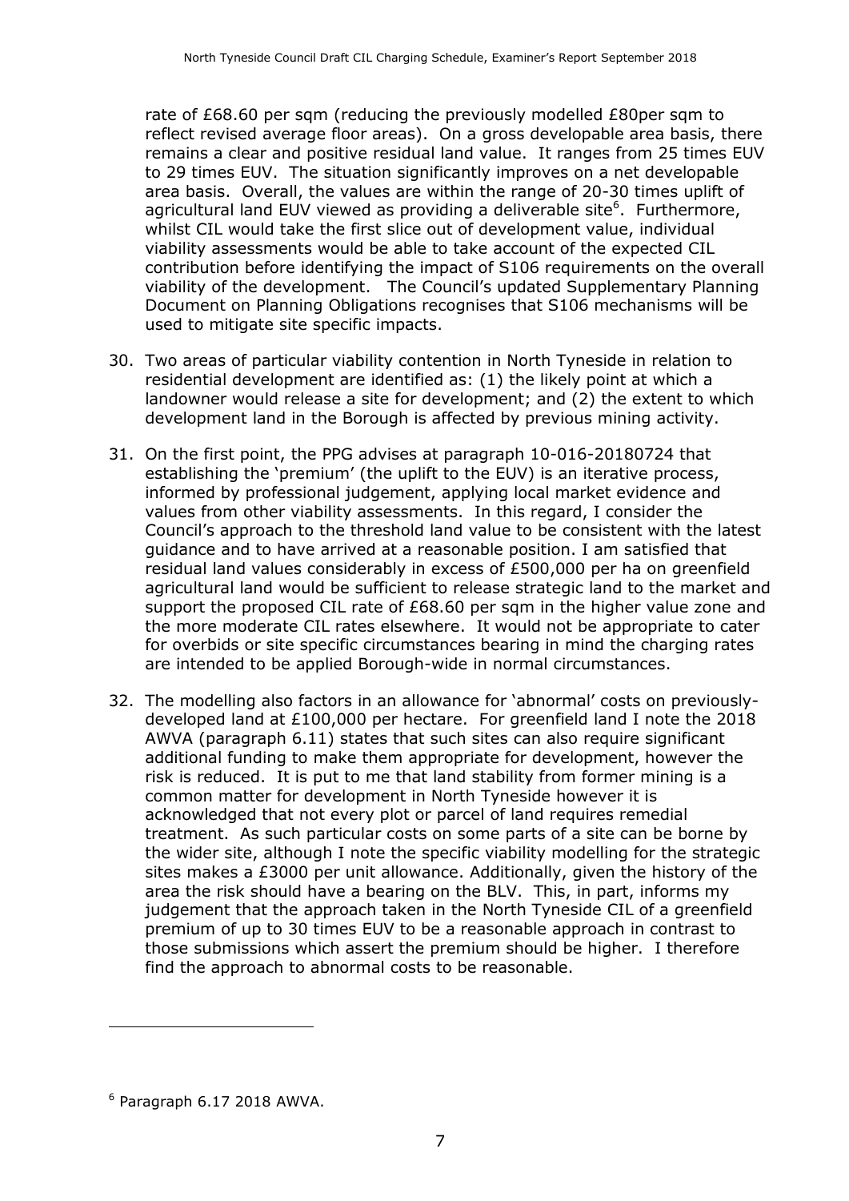rate of £68.60 per sqm (reducing the previously modelled £80per sqm to reflect revised average floor areas). On a gross developable area basis, there remains a clear and positive residual land value. It ranges from 25 times EUV to 29 times EUV. The situation significantly improves on a net developable area basis. Overall, the values are within the range of 20-30 times uplift of agricultural land EUV viewed as providing a deliverable site[6]. Furthermore, whilst CIL would take the first slice out of development value, individual viability assessments would be able to take account of the expected CIL contribution before identifying the impact of S106 requirements on the overall viability of the development. The Council's updated Supplementary Planning Document on Planning Obligations recognises that S106 mechanisms will be used to mitigate site specific impacts.

30. Two areas of particular viability contention in North Tyneside in relation to residential development are identified as: (1) the likely point at which a landowner would release a site for development; and (2) the extent to which development land in the Borough is affected by previous mining activity.

31. On the first point, the PPG advises at paragraph 10-016-20180724 that establishing the 'premium' (the uplift to the EUV) is an iterative process, informed by professional judgement, applying local market evidence and values from other viability assessments. In this regard, I consider the Council's approach to the threshold land value to be consistent with the latest guidance and to have arrived at a reasonable position. I am satisfied that residual land values considerably in excess of £500,000 per ha on greenfield agricultural land would be sufficient to release strategic land to the market and support the proposed CIL rate of £68.60 per sqm in the higher value zone and the more moderate CIL rates elsewhere. It would not be appropriate to cater for overbids or site specific circumstances bearing in mind the charging rates are intended to be applied Borough-wide in normal circumstances.

32. The modelling also factors in an allowance for 'abnormal' costs on previously-developed land at £100,000 per hectare. For greenfield land I note the 2018 AWVA (paragraph 6.11) states that such sites can also require significant additional funding to make them appropriate for development, however the risk is reduced. It is put to me that land stability from former mining is a common matter for development in North Tyneside however it is acknowledged that not every plot or parcel of land requires remedial treatment. As such particular costs on some parts of a site can be borne by the wider site, although I note the specific viability modelling for the strategic sites makes a £3000 per unit allowance. Additionally, given the history of the area the risk should have a bearing on the BLV. This, in part, informs my judgement that the approach taken in the North Tyneside CIL of a greenfield premium of up to 30 times EUV to be a reasonable approach in contrast to those submissions which assert the premium should be higher. I therefore find the approach to abnormal costs to be reasonable.

[6] Paragraph 6.17 2018 AWVA.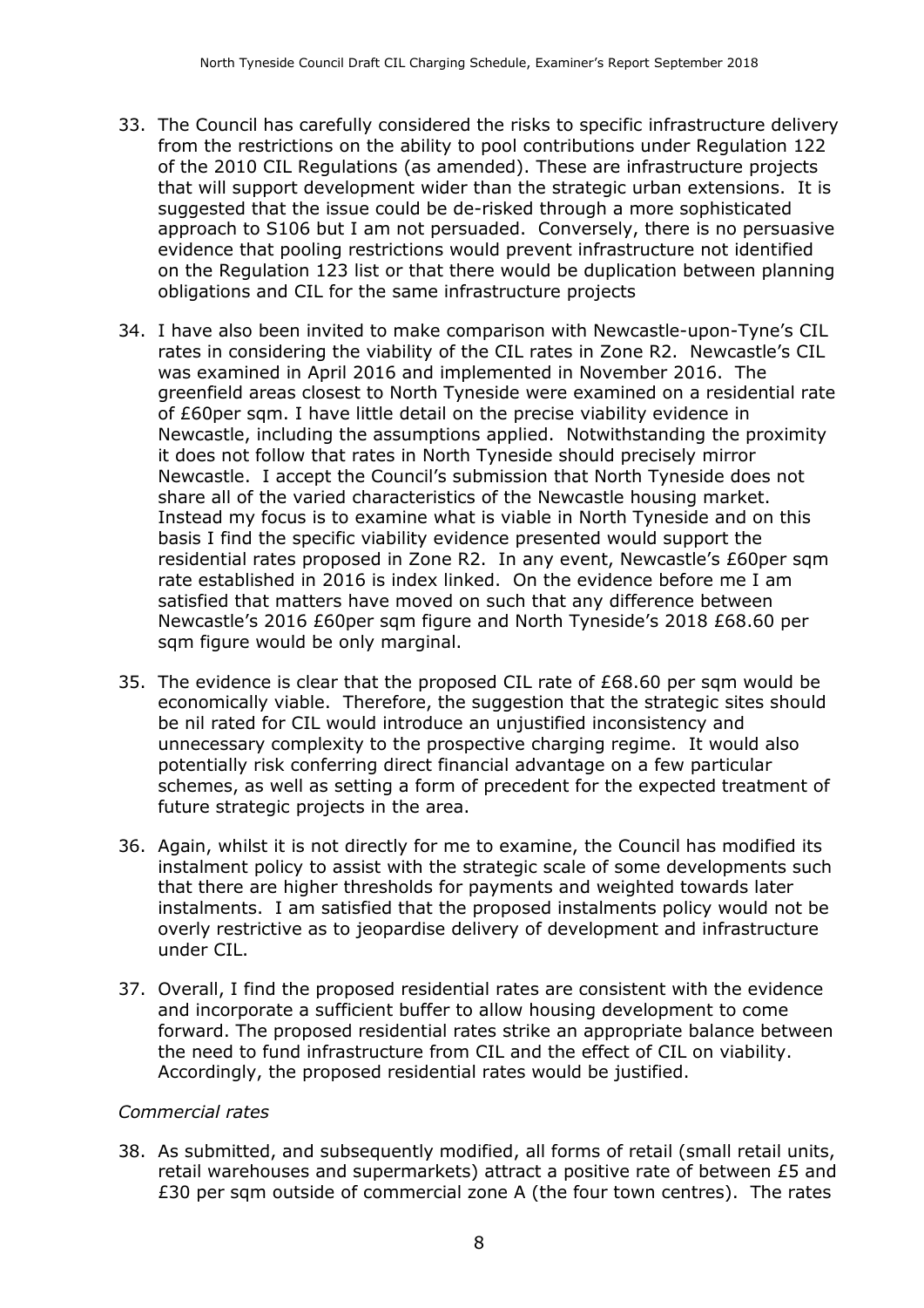33. The Council has carefully considered the risks to specific infrastructure delivery from the restrictions on the ability to pool contributions under Regulation 122 of the 2010 CIL Regulations (as amended). These are infrastructure projects that will support development wider than the strategic urban extensions. It is suggested that the issue could be de-risked through a more sophisticated approach to S106 but I am not persuaded. Conversely, there is no persuasive evidence that pooling restrictions would prevent infrastructure not identified on the Regulation 123 list or that there would be duplication between planning obligations and CIL for the same infrastructure projects

34. I have also been invited to make comparison with Newcastle-upon-Tyne's CIL rates in considering the viability of the CIL rates in Zone R2. Newcastle's CIL was examined in April 2016 and implemented in November 2016. The greenfield areas closest to North Tyneside were examined on a residential rate of £60per sqm. I have little detail on the precise viability evidence in Newcastle, including the assumptions applied. Notwithstanding the proximity it does not follow that rates in North Tyneside should precisely mirror Newcastle. I accept the Council's submission that North Tyneside does not share all of the varied characteristics of the Newcastle housing market. Instead my focus is to examine what is viable in North Tyneside and on this basis I find the specific viability evidence presented would support the residential rates proposed in Zone R2. In any event, Newcastle's £60per sqm rate established in 2016 is index linked. On the evidence before me I am satisfied that matters have moved on such that any difference between Newcastle's 2016 £60per sqm figure and North Tyneside's 2018 £68.60 per sqm figure would be only marginal.

35. The evidence is clear that the proposed CIL rate of £68.60 per sqm would be economically viable. Therefore, the suggestion that the strategic sites should be nil rated for CIL would introduce an unjustified inconsistency and unnecessary complexity to the prospective charging regime. It would also potentially risk conferring direct financial advantage on a few particular schemes, as well as setting a form of precedent for the expected treatment of future strategic projects in the area.

36. Again, whilst it is not directly for me to examine, the Council has modified its instalment policy to assist with the strategic scale of some developments such that there are higher thresholds for payments and weighted towards later instalments. I am satisfied that the proposed instalments policy would not be overly restrictive as to jeopardise delivery of development and infrastructure under CIL.

37. Overall, I find the proposed residential rates are consistent with the evidence and incorporate a sufficient buffer to allow housing development to come forward. The proposed residential rates strike an appropriate balance between the need to fund infrastructure from CIL and the effect of CIL on viability. Accordingly, the proposed residential rates would be justified.

*Commercial rates*

38. As submitted, and subsequently modified, all forms of retail (small retail units, retail warehouses and supermarkets) attract a positive rate of between £5 and £30 per sqm outside of commercial zone A (the four town centres). The rates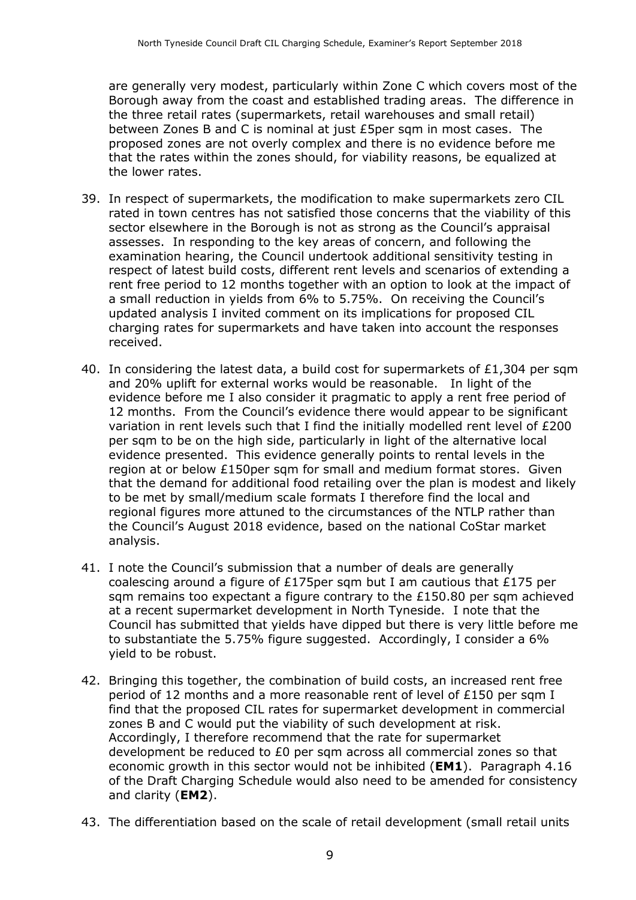are generally very modest, particularly within Zone C which covers most of the Borough away from the coast and established trading areas. The difference in the three retail rates (supermarkets, retail warehouses and small retail) between Zones B and C is nominal at just £5per sqm in most cases. The proposed zones are not overly complex and there is no evidence before me that the rates within the zones should, for viability reasons, be equalized at the lower rates.

39. In respect of supermarkets, the modification to make supermarkets zero CIL rated in town centres has not satisfied those concerns that the viability of this sector elsewhere in the Borough is not as strong as the Council's appraisal assesses. In responding to the key areas of concern, and following the examination hearing, the Council undertook additional sensitivity testing in respect of latest build costs, different rent levels and scenarios of extending a rent free period to 12 months together with an option to look at the impact of a small reduction in yields from 6% to 5.75%. On receiving the Council's updated analysis I invited comment on its implications for proposed CIL charging rates for supermarkets and have taken into account the responses received.

40. In considering the latest data, a build cost for supermarkets of £1,304 per sqm and 20% uplift for external works would be reasonable. In light of the evidence before me I also consider it pragmatic to apply a rent free period of 12 months. From the Council's evidence there would appear to be significant variation in rent levels such that I find the initially modelled rent level of £200 per sqm to be on the high side, particularly in light of the alternative local evidence presented. This evidence generally points to rental levels in the region at or below £150per sqm for small and medium format stores. Given that the demand for additional food retailing over the plan is modest and likely to be met by small/medium scale formats I therefore find the local and regional figures more attuned to the circumstances of the NTLP rather than the Council's August 2018 evidence, based on the national CoStar market analysis.

41. I note the Council's submission that a number of deals are generally coalescing around a figure of £175per sqm but I am cautious that £175 per sqm remains too expectant a figure contrary to the £150.80 per sqm achieved at a recent supermarket development in North Tyneside. I note that the Council has submitted that yields have dipped but there is very little before me to substantiate the 5.75% figure suggested. Accordingly, I consider a 6% yield to be robust.

42. Bringing this together, the combination of build costs, an increased rent free period of 12 months and a more reasonable rent of level of £150 per sqm I find that the proposed CIL rates for supermarket development in commercial zones B and C would put the viability of such development at risk. Accordingly, I therefore recommend that the rate for supermarket development be reduced to £0 per sqm across all commercial zones so that economic growth in this sector would not be inhibited (**EM1**). Paragraph 4.16 of the Draft Charging Schedule would also need to be amended for consistency and clarity (**EM2**).

43. The differentiation based on the scale of retail development (small retail units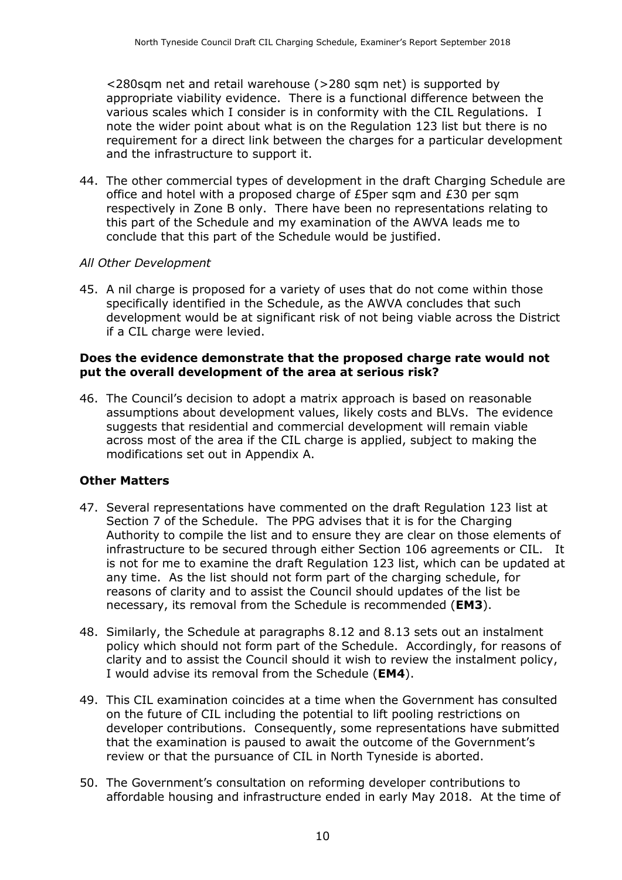<280sqm net and retail warehouse (>280 sqm net) is supported by appropriate viability evidence. There is a functional difference between the various scales which I consider is in conformity with the CIL Regulations. I note the wider point about what is on the Regulation 123 list but there is no requirement for a direct link between the charges for a particular development and the infrastructure to support it.

44. The other commercial types of development in the draft Charging Schedule are office and hotel with a proposed charge of £5per sqm and £30 per sqm respectively in Zone B only. There have been no representations relating to this part of the Schedule and my examination of the AWVA leads me to conclude that this part of the Schedule would be justified.

*All Other Development*

45. A nil charge is proposed for a variety of uses that do not come within those specifically identified in the Schedule, as the AWVA concludes that such development would be at significant risk of not being viable across the District if a CIL charge were levied.

**Does the evidence demonstrate that the proposed charge rate would not put the overall development of the area at serious risk?**

46. The Council's decision to adopt a matrix approach is based on reasonable assumptions about development values, likely costs and BLVs. The evidence suggests that residential and commercial development will remain viable across most of the area if the CIL charge is applied, subject to making the modifications set out in Appendix A.

## Other Matters

47. Several representations have commented on the draft Regulation 123 list at Section 7 of the Schedule. The PPG advises that it is for the Charging Authority to compile the list and to ensure they are clear on those elements of infrastructure to be secured through either Section 106 agreements or CIL. It is not for me to examine the draft Regulation 123 list, which can be updated at any time. As the list should not form part of the charging schedule, for reasons of clarity and to assist the Council should updates of the list be necessary, its removal from the Schedule is recommended (**EM3**).

48. Similarly, the Schedule at paragraphs 8.12 and 8.13 sets out an instalment policy which should not form part of the Schedule. Accordingly, for reasons of clarity and to assist the Council should it wish to review the instalment policy, I would advise its removal from the Schedule (**EM4**).

49. This CIL examination coincides at a time when the Government has consulted on the future of CIL including the potential to lift pooling restrictions on developer contributions. Consequently, some representations have submitted that the examination is paused to await the outcome of the Government's review or that the pursuance of CIL in North Tyneside is aborted.

50. The Government's consultation on reforming developer contributions to affordable housing and infrastructure ended in early May 2018. At the time of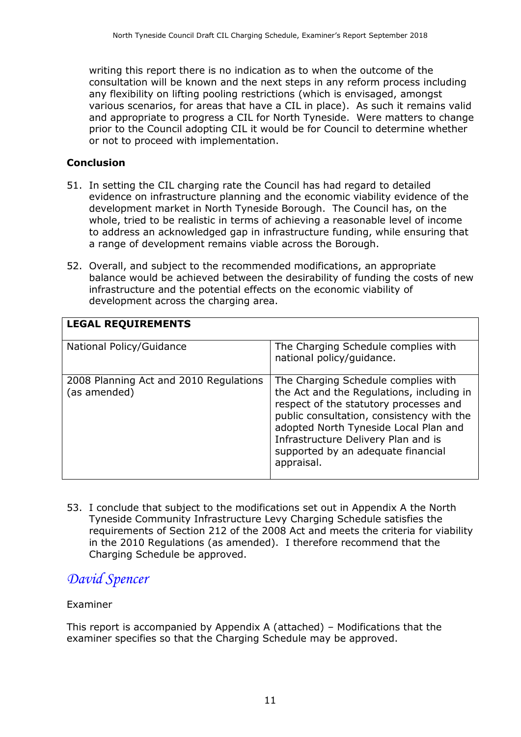writing this report there is no indication as to when the outcome of the consultation will be known and the next steps in any reform process including any flexibility on lifting pooling restrictions (which is envisaged, amongst various scenarios, for areas that have a CIL in place). As such it remains valid and appropriate to progress a CIL for North Tyneside. Were matters to change prior to the Council adopting CIL it would be for Council to determine whether or not to proceed with implementation.

**Conclusion**

51. In setting the CIL charging rate the Council has had regard to detailed evidence on infrastructure planning and the economic viability evidence of the development market in North Tyneside Borough. The Council has, on the whole, tried to be realistic in terms of achieving a reasonable level of income to address an acknowledged gap in infrastructure funding, while ensuring that a range of development remains viable across the Borough.

52. Overall, and subject to the recommended modifications, an appropriate balance would be achieved between the desirability of funding the costs of new infrastructure and the potential effects on the economic viability of development across the charging area.

| **LEGAL REQUIREMENTS** | |
|---|---|
| National Policy/Guidance | The Charging Schedule complies with national policy/guidance. |
| 2008 Planning Act and 2010 Regulations (as amended) | The Charging Schedule complies with the Act and the Regulations, including in respect of the statutory processes and public consultation, consistency with the adopted North Tyneside Local Plan and Infrastructure Delivery Plan and is supported by an adequate financial appraisal. |

53. I conclude that subject to the modifications set out in Appendix A the North Tyneside Community Infrastructure Levy Charging Schedule satisfies the requirements of Section 212 of the 2008 Act and meets the criteria for viability in the 2010 Regulations (as amended). I therefore recommend that the Charging Schedule be approved.

*David Spencer*

Examiner

This report is accompanied by Appendix A (attached) – Modifications that the examiner specifies so that the Charging Schedule may be approved.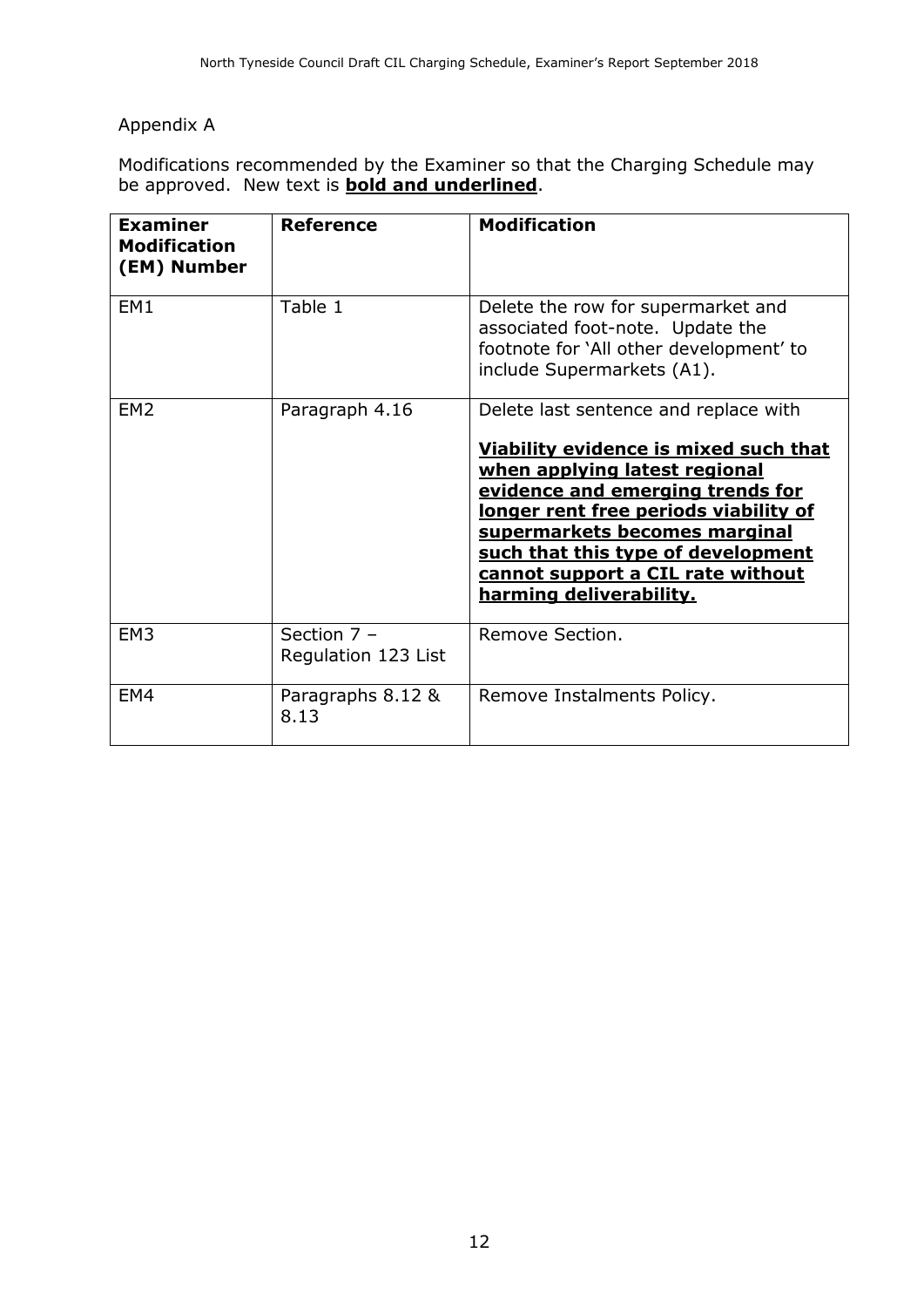Appendix A

Modifications recommended by the Examiner so that the Charging Schedule may be approved. New text is **<u>bold and underlined</u>**.

| Examiner Modification (EM) Number | Reference | Modification |
|---|---|---|
| EM1 | Table 1 | Delete the row for supermarket and associated foot-note. Update the footnote for 'All other development' to include Supermarkets (A1). |
| EM2 | Paragraph 4.16 | Delete last sentence and replace with **<u>Viability evidence is mixed such that when applying latest regional evidence and emerging trends for longer rent free periods viability of supermarkets becomes marginal such that this type of development cannot support a CIL rate without harming deliverability.</u>** |
| EM3 | Section 7 – Regulation 123 List | Remove Section. |
| EM4 | Paragraphs 8.12 & 8.13 | Remove Instalments Policy. |